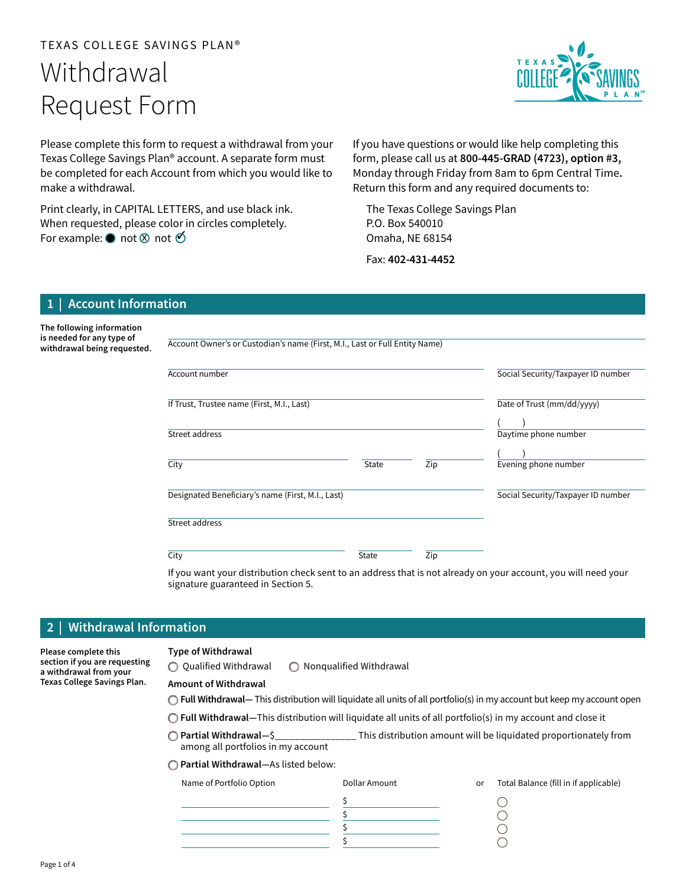TEXAS COLLEGE SAVINGS PLAN®

# Withdrawal Request Form

Please complete this form to request a withdrawal from your Texas College Savings Plan® account. A separate form must be completed for each Account from which you would like to make a withdrawal.

Print clearly, in CAPITAL LETTERS, and use black ink. When requested, please color in circles completely. For example: ● not ⊗ not ✓

If you have questions or would like help completing this form, please call us at **800-445-GRAD (4723), option #3,** Monday through Friday from 8am to 6pm Central Time**.** Return this form and any required documents to:

The Texas College Savings Plan
P.O. Box 540010
Omaha, NE 68154

Fax: **402-431-4452**

## 1 | Account Information

**The following information is needed for any type of withdrawal being requested.**

Account Owner's or Custodian's name (First, M.I., Last or Full Entity Name) ______________________

Account number ______________________ Social Security/Taxpayer ID number ______________________

If Trust, Trustee name (First, M.I., Last) ______________________ Date of Trust (mm/dd/yyyy) ______________________

Street address ______________________ Daytime phone number ( ) ______________________

City ______________ State ______ Zip ______ Evening phone number ( ) ______________________

Designated Beneficiary's name (First, M.I., Last) ______________________ Social Security/Taxpayer ID number ______________________

Street address ______________________

City ______________ State ______ Zip ______

If you want your distribution check sent to an address that is not already on your account, you will need your signature guaranteed in Section 5.

## 2 | Withdrawal Information

**Please complete this section if you are requesting a withdrawal from your Texas College Savings Plan.**

**Type of Withdrawal**

○ Qualified Withdrawal ○ Nonqualified Withdrawal

**Amount of Withdrawal**

○ **Full Withdrawal**— This distribution will liquidate all units of all portfolio(s) in my account but keep my account open

○ **Full Withdrawal**—This distribution will liquidate all units of all portfolio(s) in my account and close it

○ **Partial Withdrawal**—$_______________ This distribution amount will be liquidated proportionately from among all portfolios in my account

○ **Partial Withdrawal**—As listed below:

| Name of Portfolio Option | Dollar Amount | or | Total Balance (fill in if applicable) |
|---|---|---|---|
| | $ | | ○ |
| | $ | | ○ |
| | $ | | ○ |
| | $ | | ○ |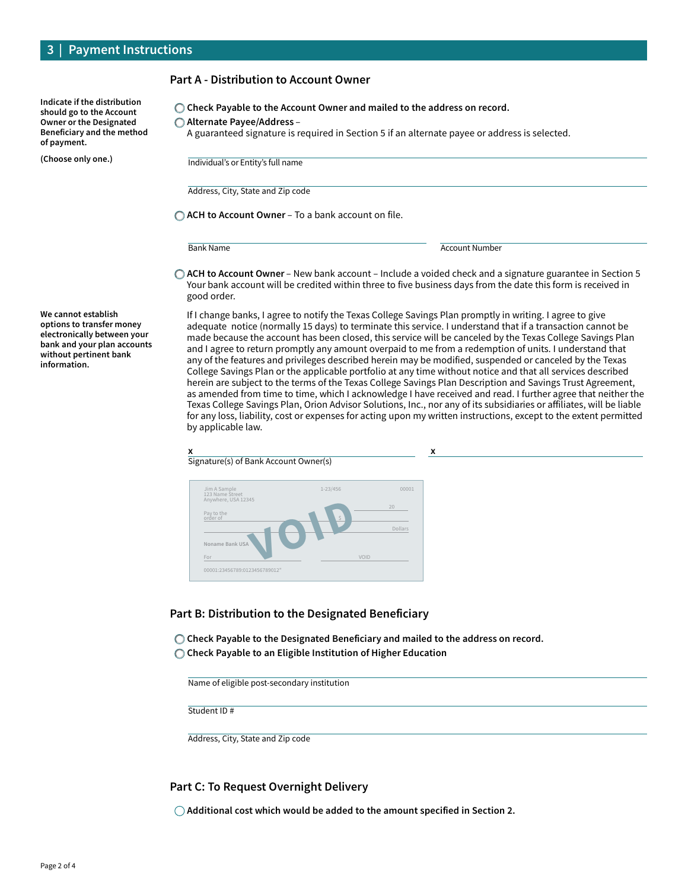## 3 | Payment Instructions

### Part A - Distribution to Account Owner

**Indicate if the distribution should go to the Account Owner or the Designated Beneficiary and the method of payment.**

**(Choose only one.)**

○ **Check Payable to the Account Owner and mailed to the address on record.**

○ **Alternate Payee/Address** –
A guaranteed signature is required in Section 5 if an alternate payee or address is selected.

Individual's or Entity's full name

Address, City, State and Zip code

○ **ACH to Account Owner** – To a bank account on file.

Bank Name

Account Number

○ **ACH to Account Owner** – New bank account – Include a voided check and a signature guarantee in Section 5
Your bank account will be credited within three to five business days from the date this form is received in good order.

**We cannot establish options to transfer money electronically between your bank and your plan accounts without pertinent bank information.**

If I change banks, I agree to notify the Texas College Savings Plan promptly in writing. I agree to give adequate notice (normally 15 days) to terminate this service. I understand that if a transaction cannot be made because the account has been closed, this service will be canceled by the Texas College Savings Plan and I agree to return promptly any amount overpaid to me from a redemption of units. I understand that any of the features and privileges described herein may be modified, suspended or canceled by the Texas College Savings Plan or the applicable portfolio at any time without notice and that all services described herein are subject to the terms of the Texas College Savings Plan Description and Savings Trust Agreement, as amended from time to time, which I acknowledge I have received and read. I further agree that neither the Texas College Savings Plan, Orion Advisor Solutions, Inc., nor any of its subsidiaries or affiliates, will be liable for any loss, liability, cost or expenses for acting upon my written instructions, except to the extent permitted by applicable law.

**x** ______________________________ **x** ______________________________

Signature(s) of Bank Account Owner(s)

Jim A Sample
123 Name Street
Anywhere, USA 12345

1-23/456

00001

20

Pay to the order of $

Dollars

Noname Bank USA

For

VOID

00001:23456789:0123456789012"

VOID

### Part B: Distribution to the Designated Beneficiary

○ **Check Payable to the Designated Beneficiary and mailed to the address on record.**

○ **Check Payable to an Eligible Institution of Higher Education**

Name of eligible post-secondary institution

Student ID #

Address, City, State and Zip code

### Part C: To Request Overnight Delivery

○ **Additional cost which would be added to the amount specified in Section 2.**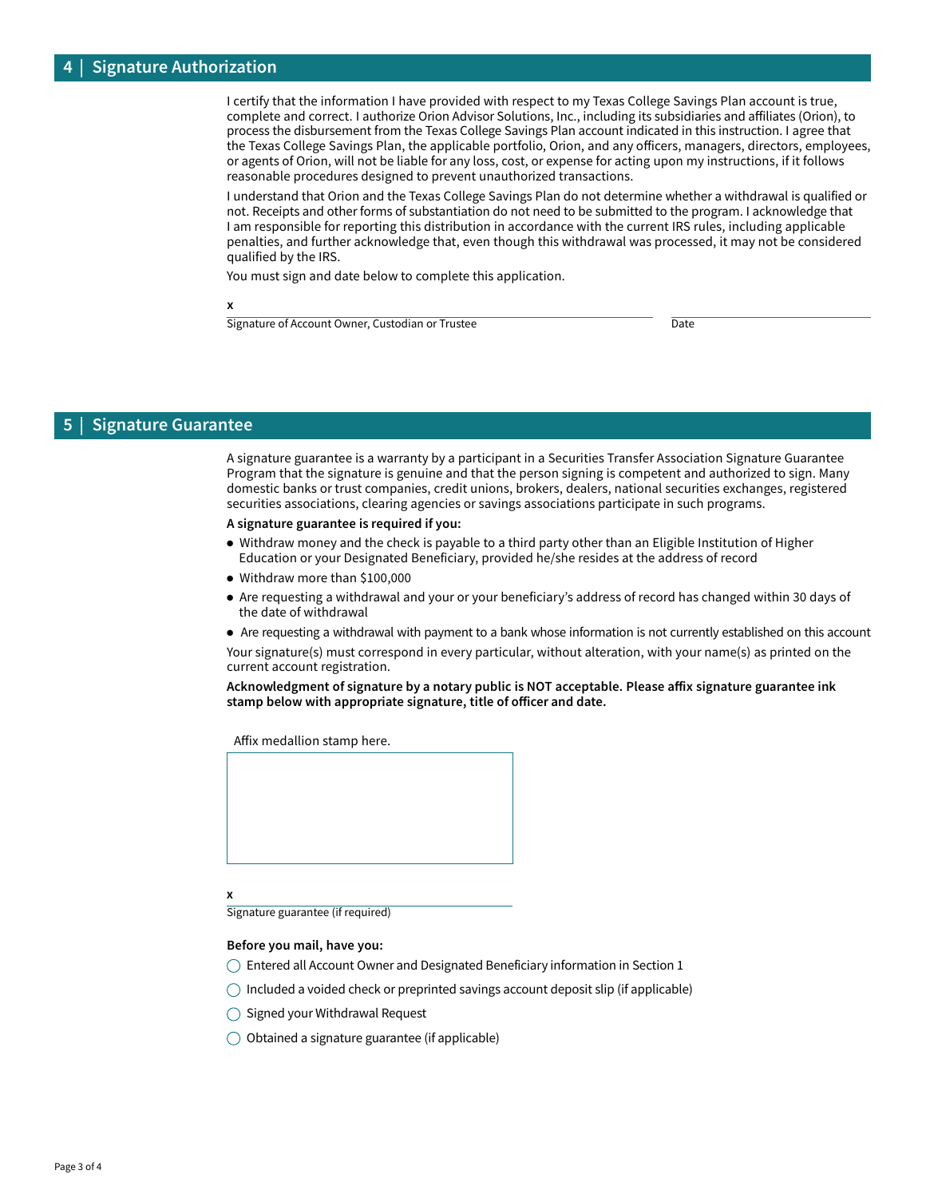## 4 | Signature Authorization

I certify that the information I have provided with respect to my Texas College Savings Plan account is true, complete and correct. I authorize Orion Advisor Solutions, Inc., including its subsidiaries and affiliates (Orion), to process the disbursement from the Texas College Savings Plan account indicated in this instruction. I agree that the Texas College Savings Plan, the applicable portfolio, Orion, and any officers, managers, directors, employees, or agents of Orion, will not be liable for any loss, cost, or expense for acting upon my instructions, if it follows reasonable procedures designed to prevent unauthorized transactions.

I understand that Orion and the Texas College Savings Plan do not determine whether a withdrawal is qualified or not. Receipts and other forms of substantiation do not need to be submitted to the program. I acknowledge that I am responsible for reporting this distribution in accordance with the current IRS rules, including applicable penalties, and further acknowledge that, even though this withdrawal was processed, it may not be considered qualified by the IRS.

You must sign and date below to complete this application.

x ______________________________________________ ____________________

Signature of Account Owner, Custodian or Trustee Date

## 5 | Signature Guarantee

A signature guarantee is a warranty by a participant in a Securities Transfer Association Signature Guarantee Program that the signature is genuine and that the person signing is competent and authorized to sign. Many domestic banks or trust companies, credit unions, brokers, dealers, national securities exchanges, registered securities associations, clearing agencies or savings associations participate in such programs.

**A signature guarantee is required if you:**

- Withdraw money and the check is payable to a third party other than an Eligible Institution of Higher Education or your Designated Beneficiary, provided he/she resides at the address of record
- Withdraw more than $100,000
- Are requesting a withdrawal and your or your beneficiary's address of record has changed within 30 days of the date of withdrawal
- Are requesting a withdrawal with payment to a bank whose information is not currently established on this account

Your signature(s) must correspond in every particular, without alteration, with your name(s) as printed on the current account registration.

**Acknowledgment of signature by a notary public is NOT acceptable. Please affix signature guarantee ink stamp below with appropriate signature, title of officer and date.**

Affix medallion stamp here.

x ______________________________________________

Signature guarantee (if required)

**Before you mail, have you:**

- ◯ Entered all Account Owner and Designated Beneficiary information in Section 1
- ◯ Included a voided check or preprinted savings account deposit slip (if applicable)
- ◯ Signed your Withdrawal Request
- ◯ Obtained a signature guarantee (if applicable)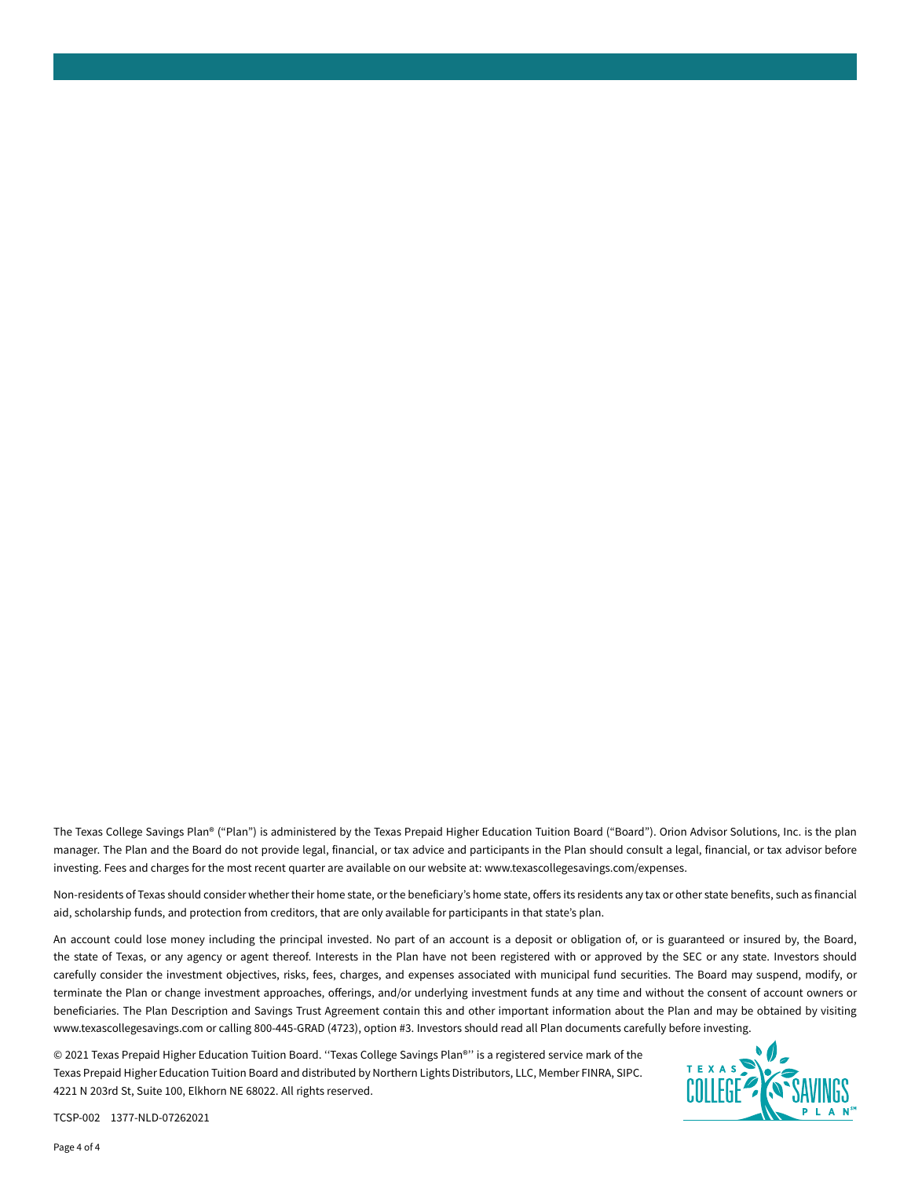The Texas College Savings Plan® ("Plan") is administered by the Texas Prepaid Higher Education Tuition Board ("Board"). Orion Advisor Solutions, Inc. is the plan manager. The Plan and the Board do not provide legal, financial, or tax advice and participants in the Plan should consult a legal, financial, or tax advisor before investing. Fees and charges for the most recent quarter are available on our website at: www.texascollegesavings.com/expenses.

Non-residents of Texas should consider whether their home state, or the beneficiary's home state, offers its residents any tax or other state benefits, such as financial aid, scholarship funds, and protection from creditors, that are only available for participants in that state's plan.

An account could lose money including the principal invested. No part of an account is a deposit or obligation of, or is guaranteed or insured by, the Board, the state of Texas, or any agency or agent thereof. Interests in the Plan have not been registered with or approved by the SEC or any state. Investors should carefully consider the investment objectives, risks, fees, charges, and expenses associated with municipal fund securities. The Board may suspend, modify, or terminate the Plan or change investment approaches, offerings, and/or underlying investment funds at any time and without the consent of account owners or beneficiaries. The Plan Description and Savings Trust Agreement contain this and other important information about the Plan and may be obtained by visiting www.texascollegesavings.com or calling 800-445-GRAD (4723), option #3. Investors should read all Plan documents carefully before investing.

© 2021 Texas Prepaid Higher Education Tuition Board. ''Texas College Savings Plan®'' is a registered service mark of the Texas Prepaid Higher Education Tuition Board and distributed by Northern Lights Distributors, LLC, Member FINRA, SIPC. 4221 N 203rd St, Suite 100, Elkhorn NE 68022. All rights reserved.

TEXAS COLLEGE SAVINGS PLAN℠

TCSP-002 1377-NLD-07262021